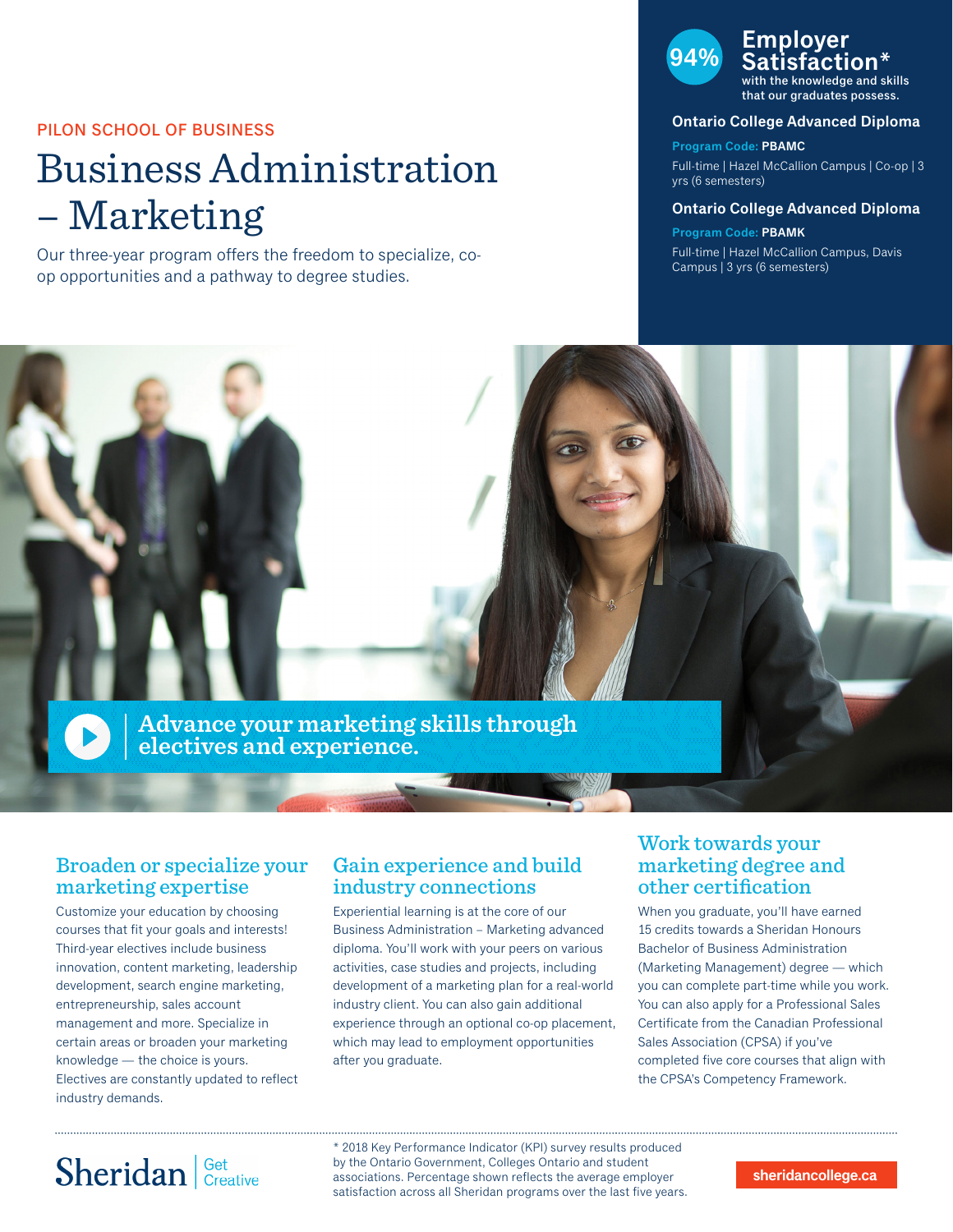PILON SCHOOL OF BUSINESS

# Business Administration – Marketing

Our three-year program offers the freedom to specialize, co-op opportunities and a pathway to degree studies.

**94% Employer Satisfaction*** with the knowledge and skills that our graduates possess.

### Ontario College Advanced Diploma

**Program Code: PBAMC**

Full-time | Hazel McCallion Campus | Co-op | 3 yrs (6 semesters)

### Ontario College Advanced Diploma

**Program Code: PBAMK**

Full-time | Hazel McCallion Campus, Davis Campus | 3 yrs (6 semesters)

**Advance your marketing skills through electives and experience.**

## Broaden or specialize your marketing expertise

Customize your education by choosing courses that fit your goals and interests! Third-year electives include business innovation, content marketing, leadership development, search engine marketing, entrepreneurship, sales account management and more. Specialize in certain areas or broaden your marketing knowledge — the choice is yours. Electives are constantly updated to reflect industry demands.

## Gain experience and build industry connections

Experiential learning is at the core of our Business Administration – Marketing advanced diploma. You'll work with your peers on various activities, case studies and projects, including development of a marketing plan for a real-world industry client. You can also gain additional experience through an optional co-op placement, which may lead to employment opportunities after you graduate.

## Work towards your marketing degree and other certification

When you graduate, you'll have earned 15 credits towards a Sheridan Honours Bachelor of Business Administration (Marketing Management) degree — which you can complete part-time while you work. You can also apply for a Professional Sales Certificate from the Canadian Professional Sales Association (CPSA) if you've completed five core courses that align with the CPSA's Competency Framework.

Sheridan | Get Creative

* 2018 Key Performance Indicator (KPI) survey results produced by the Ontario Government, Colleges Ontario and student associations. Percentage shown reflects the average employer satisfaction across all Sheridan programs over the last five years.

sheridancollege.ca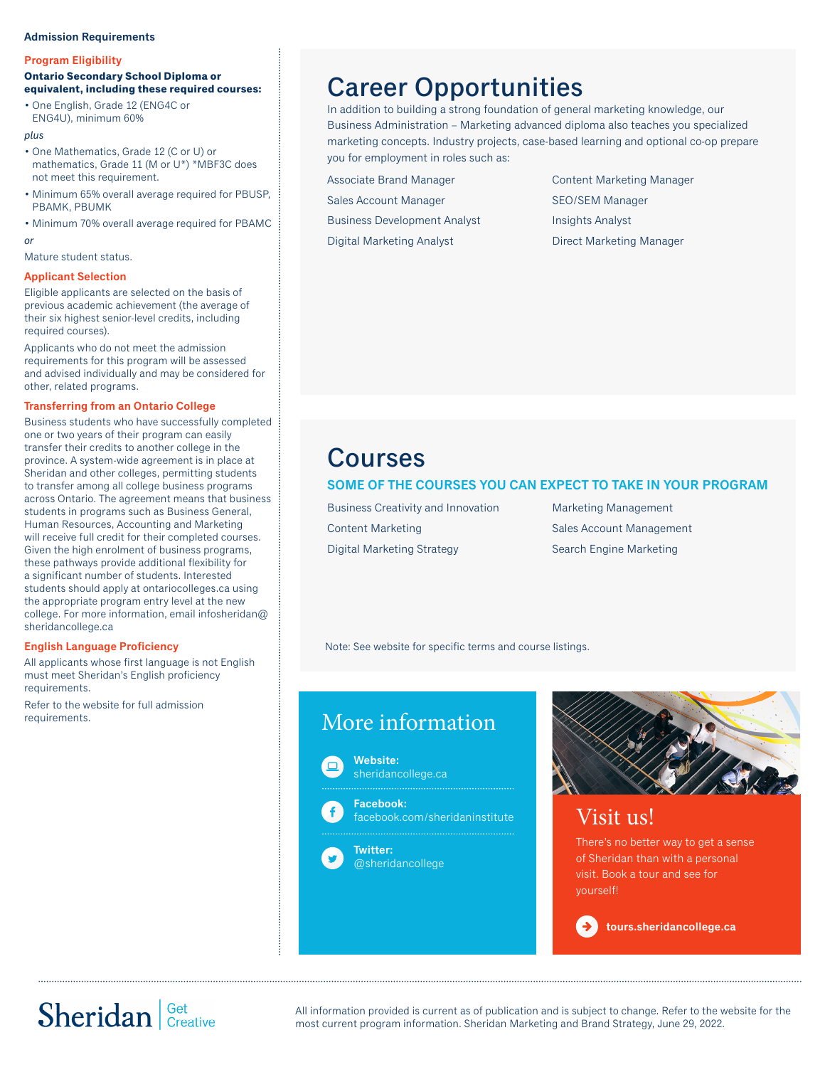## Admission Requirements

### Program Eligibility

**Ontario Secondary School Diploma or equivalent, including these required courses:**

- One English, Grade 12 (ENG4C or ENG4U), minimum 60%

*plus*

- One Mathematics, Grade 12 (C or U) or mathematics, Grade 11 (M or U*) *MBF3C does not meet this requirement.
- Minimum 65% overall average required for PBUSP, PBAMK, PBUMK
- Minimum 70% overall average required for PBAMC

*or*

Mature student status.

### Applicant Selection

Eligible applicants are selected on the basis of previous academic achievement (the average of their six highest senior-level credits, including required courses).

Applicants who do not meet the admission requirements for this program will be assessed and advised individually and may be considered for other, related programs.

### Transferring from an Ontario College

Business students who have successfully completed one or two years of their program can easily transfer their credits to another college in the province. A system-wide agreement is in place at Sheridan and other colleges, permitting students to transfer among all college business programs across Ontario. The agreement means that business students in programs such as Business General, Human Resources, Accounting and Marketing will receive full credit for their completed courses. Given the high enrolment of business programs, these pathways provide additional flexibility for a significant number of students. Interested students should apply at ontariocolleges.ca using the appropriate program entry level at the new college. For more information, email infosheridan@sheridancollege.ca

### English Language Proficiency

All applicants whose first language is not English must meet Sheridan's English proficiency requirements.

Refer to the website for full admission requirements.

# Career Opportunities

In addition to building a strong foundation of general marketing knowledge, our Business Administration – Marketing advanced diploma also teaches you specialized marketing concepts. Industry projects, case-based learning and optional co-op prepare you for employment in roles such as:

- Associate Brand Manager
- Sales Account Manager
- Business Development Analyst
- Digital Marketing Analyst
- Content Marketing Manager
- SEO/SEM Manager
- Insights Analyst
- Direct Marketing Manager

# Courses

## SOME OF THE COURSES YOU CAN EXPECT TO TAKE IN YOUR PROGRAM

- Business Creativity and Innovation
- Content Marketing
- Digital Marketing Strategy
- Marketing Management
- Sales Account Management
- Search Engine Marketing

Note: See website for specific terms and course listings.

# More information

**Website:**
sheridancollege.ca

**Facebook:**
facebook.com/sheridaninstitute

**Twitter:**
@sheridancollege

# Visit us!

There's no better way to get a sense of Sheridan than with a personal visit. Book a tour and see for yourself!

**tours.sheridancollege.ca**

Sheridan | Get Creative

All information provided is current as of publication and is subject to change. Refer to the website for the most current program information. Sheridan Marketing and Brand Strategy, June 29, 2022.